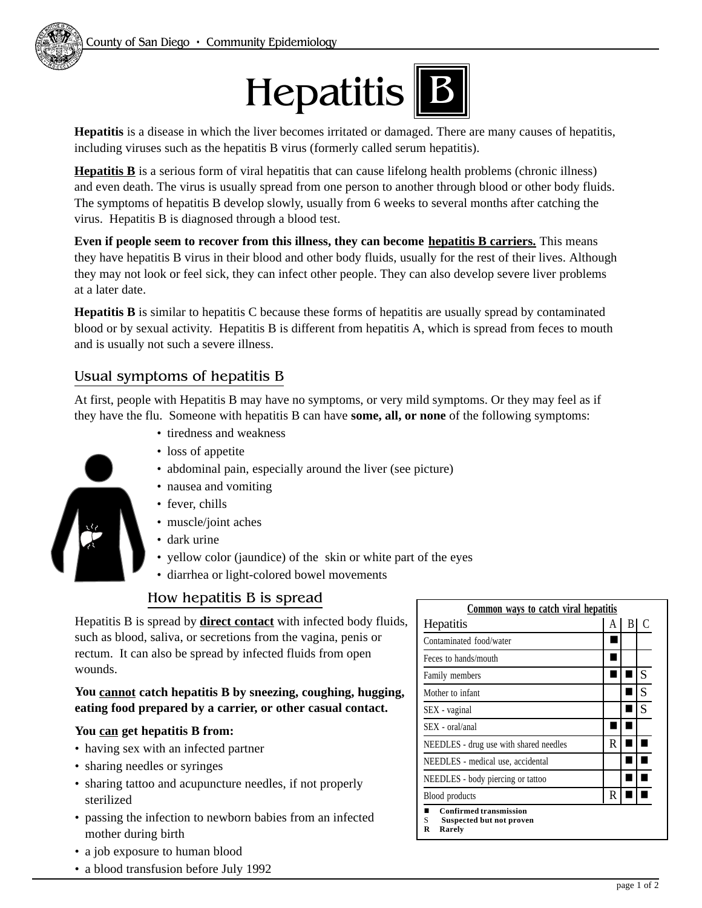County of San Diego • Community Epidemiology

# Hepatitis B

**Hepatitis** is a disease in which the liver becomes irritated or damaged. There are many causes of hepatitis, including viruses such as the hepatitis B virus (formerly called serum hepatitis).

**Hepatitis B** is a serious form of viral hepatitis that can cause lifelong health problems (chronic illness) and even death. The virus is usually spread from one person to another through blood or other body fluids. The symptoms of hepatitis B develop slowly, usually from 6 weeks to several months after catching the virus. Hepatitis B is diagnosed through a blood test.

**Even if people seem to recover from this illness, they can become hepatitis B carriers.** This means they have hepatitis B virus in their blood and other body fluids, usually for the rest of their lives. Although they may not look or feel sick, they can infect other people. They can also develop severe liver problems at a later date.

**Hepatitis B** is similar to hepatitis C because these forms of hepatitis are usually spread by contaminated blood or by sexual activity. Hepatitis B is different from hepatitis A, which is spread from feces to mouth and is usually not such a severe illness.

## Usual symptoms of hepatitis B

At first, people with Hepatitis B may have no symptoms, or very mild symptoms. Or they may feel as if they have the flu. Someone with hepatitis B can have **some, all, or none** of the following symptoms:

- tiredness and weakness
- loss of appetite
- abdominal pain, especially around the liver (see picture)
- nausea and vomiting
- fever, chills
- muscle/joint aches
- dark urine
- yellow color (jaundice) of the skin or white part of the eyes
- diarrhea or light-colored bowel movements

## How hepatitis B is spread

Hepatitis B is spread by **direct contact** with infected body fluids, such as blood, saliva, or secretions from the vagina, penis or rectum. It can also be spread by infected fluids from open wounds.

**You cannot catch hepatitis B by sneezing, coughing, hugging, eating food prepared by a carrier, or other casual contact.**

**You can get hepatitis B from:**

- having sex with an infected partner
- sharing needles or syringes
- sharing tattoo and acupuncture needles, if not properly sterilized
- passing the infection to newborn babies from an infected mother during birth
- a job exposure to human blood
- a blood transfusion before July 1992

**Common ways to catch viral hepatitis**

| Hepatitis | A | B | C |
|---|---|---|---|
| Contaminated food/water | ■ | | |
| Feces to hands/mouth | ■ | | |
| Family members | ■ | ■ | S |
| Mother to infant | | ■ | S |
| SEX - vaginal | | ■ | S |
| SEX - oral/anal | ■ | ■ | |
| NEEDLES - drug use with shared needles | R | ■ | ■ |
| NEEDLES - medical use, accidental | | ■ | ■ |
| NEEDLES - body piercing or tattoo | | ■ | ■ |
| Blood products | R | ■ | ■ |

■ **Confirmed transmission**
S **Suspected but not proven**
R **Rarely**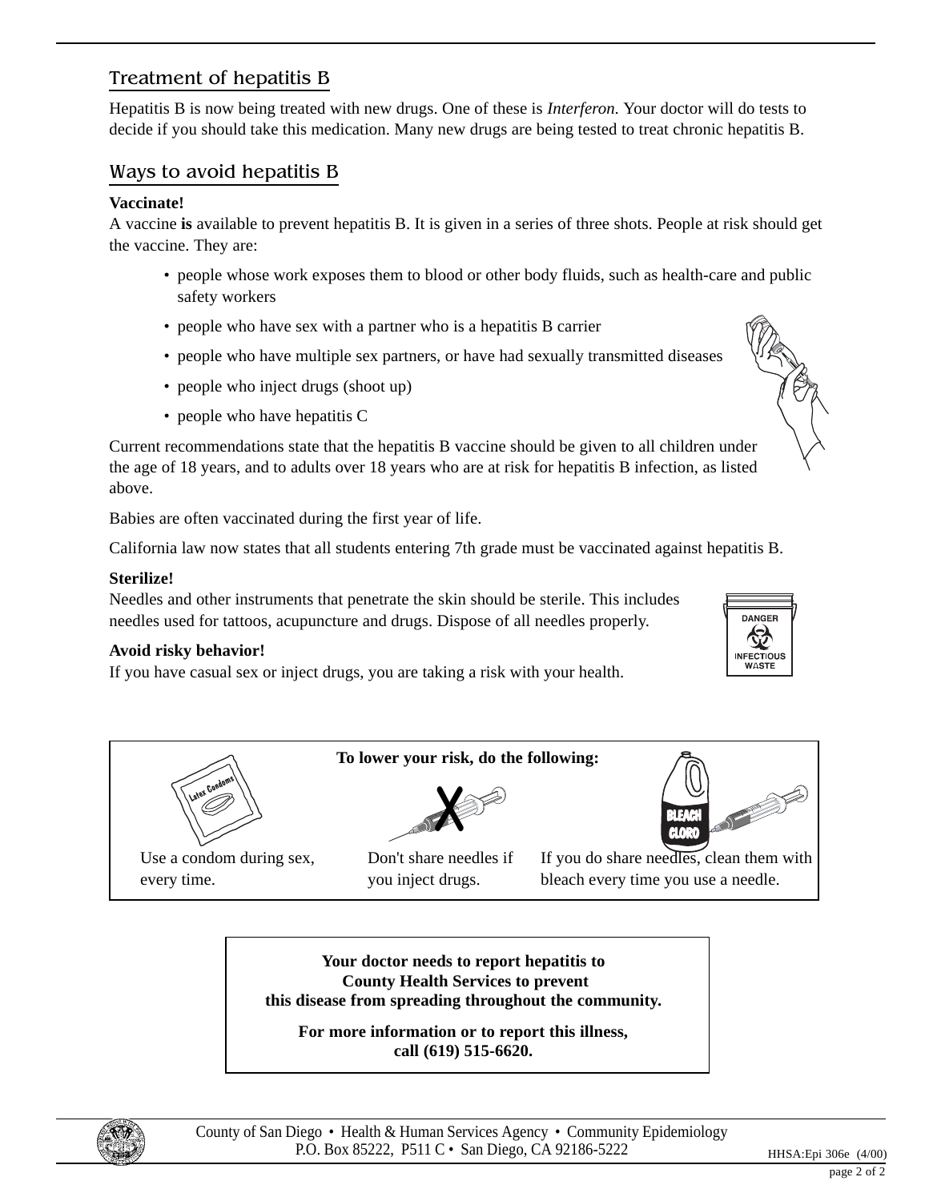## Treatment of hepatitis B

Hepatitis B is now being treated with new drugs. One of these is *Interferon.* Your doctor will do tests to decide if you should take this medication. Many new drugs are being tested to treat chronic hepatitis B.

## Ways to avoid hepatitis B

**Vaccinate!**
A vaccine **is** available to prevent hepatitis B. It is given in a series of three shots. People at risk should get the vaccine. They are:

- people whose work exposes them to blood or other body fluids, such as health-care and public safety workers
- people who have sex with a partner who is a hepatitis B carrier
- people who have multiple sex partners, or have had sexually transmitted diseases
- people who inject drugs (shoot up)
- people who have hepatitis C

Current recommendations state that the hepatitis B vaccine should be given to all children under the age of 18 years, and to adults over 18 years who are at risk for hepatitis B infection, as listed above.

Babies are often vaccinated during the first year of life.

California law now states that all students entering 7th grade must be vaccinated against hepatitis B.

**Sterilize!**
Needles and other instruments that penetrate the skin should be sterile. This includes needles used for tattoos, acupuncture and drugs. Dispose of all needles properly.

**Avoid risky behavior!**
If you have casual sex or inject drugs, you are taking a risk with your health.

**To lower your risk, do the following:**

- Use a condom during sex, every time.
- Don't share needles if you inject drugs.
- If you do share needles, clean them with bleach every time you use a needle.

**Your doctor needs to report hepatitis to County Health Services to prevent this disease from spreading throughout the community.**

**For more information or to report this illness, call (619) 515-6620.**

County of San Diego • Health & Human Services Agency • Community Epidemiology
P.O. Box 85222, P511 C • San Diego, CA 92186-5222

HHSA:Epi 306e (4/00)